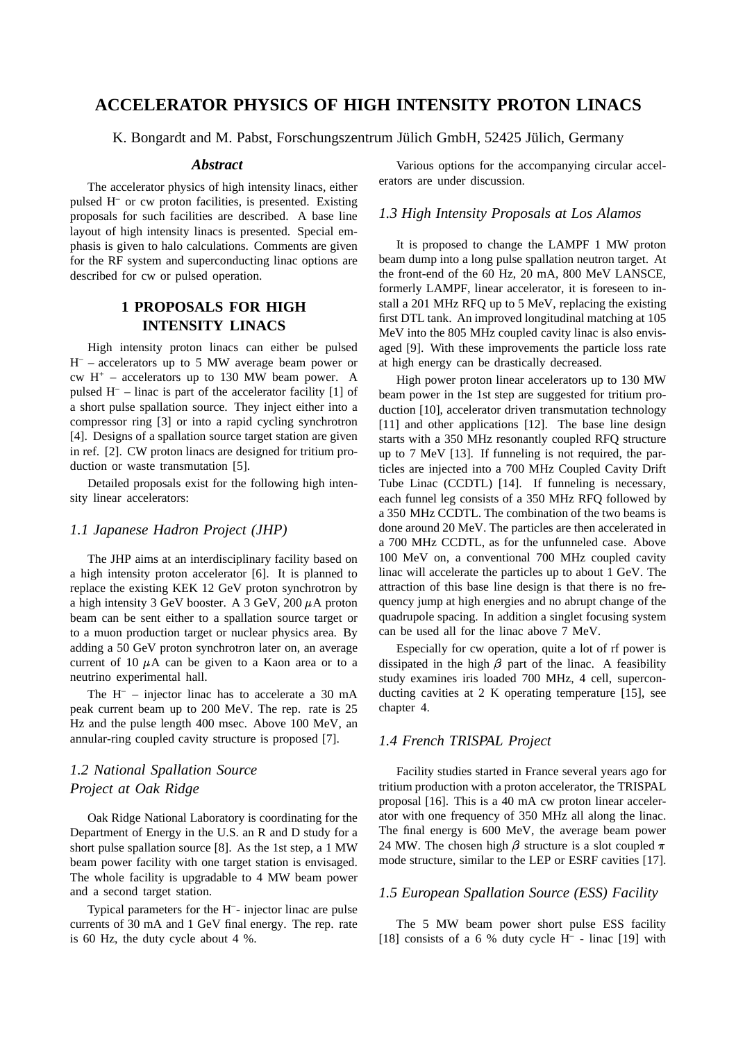# ACCELERATOR PHYSICS OF HIGH INTENSITY PROTON LINACS

K. Bongardt and M. Pabst, Forschungszentrum Jülich GmbH, 52425 Jülich, Germany

### *Abstract*

The accelerator physics of high intensity linacs, either pulsed $H^-$ or cw proton facilities, is presented. Existing proposals for such facilities are described. A base line layout of high intensity linacs is presented. Special emphasis is given to halo calculations. Comments are given for the RF system and superconducting linac options are described for cw or pulsed operation.

## 1 PROPOSALS FOR HIGH INTENSITY LINACS

High intensity proton linacs can either be pulsed $H^-$ – accelerators up to 5 MW average beam power or cw $H^+$ – accelerators up to 130 MW beam power. A pulsed $H^-$ – linac is part of the accelerator facility [1] of a short pulse spallation source. They inject either into a compressor ring [3] or into a rapid cycling synchrotron [4]. Designs of a spallation source target station are given in ref. [2]. CW proton linacs are designed for tritium production or waste transmutation [5].

Detailed proposals exist for the following high intensity linear accelerators:

### *1.1 Japanese Hadron Project (JHP)*

The JHP aims at an interdisciplinary facility based on a high intensity proton accelerator [6]. It is planned to replace the existing KEK 12 GeV proton synchrotron by a high intensity 3 GeV booster. A 3 GeV, 200 $\mu$A proton beam can be sent either to a spallation source target or to a muon production target or nuclear physics area. By adding a 50 GeV proton synchrotron later on, an average current of 10 $\mu$A can be given to a Kaon area or to a neutrino experimental hall.

The $H^-$ – injector linac has to accelerate a 30 mA peak current beam up to 200 MeV. The rep. rate is 25 Hz and the pulse length 400 msec. Above 100 MeV, an annular-ring coupled cavity structure is proposed [7].

### *1.2 National Spallation Source Project at Oak Ridge*

Oak Ridge National Laboratory is coordinating for the Department of Energy in the U.S. an R and D study for a short pulse spallation source [8]. As the 1st step, a 1 MW beam power facility with one target station is envisaged. The whole facility is upgradable to 4 MW beam power and a second target station.

Typical parameters for the $H^-$- injector linac are pulse currents of 30 mA and 1 GeV final energy. The rep. rate is 60 Hz, the duty cycle about 4 %.

Various options for the accompanying circular accelerators are under discussion.

### *1.3 High Intensity Proposals at Los Alamos*

It is proposed to change the LAMPF 1 MW proton beam dump into a long pulse spallation neutron target. At the front-end of the 60 Hz, 20 mA, 800 MeV LANSCE, formerly LAMPF, linear accelerator, it is foreseen to install a 201 MHz RFQ up to 5 MeV, replacing the existing first DTL tank. An improved longitudinal matching at 105 MeV into the 805 MHz coupled cavity linac is also envisaged [9]. With these improvements the particle loss rate at high energy can be drastically decreased.

High power proton linear accelerators up to 130 MW beam power in the 1st step are suggested for tritium production [10], accelerator driven transmutation technology [11] and other applications [12]. The base line design starts with a 350 MHz resonantly coupled RFQ structure up to 7 MeV [13]. If funneling is not required, the particles are injected into a 700 MHz Coupled Cavity Drift Tube Linac (CCDTL) [14]. If funneling is necessary, each funnel leg consists of a 350 MHz RFQ followed by a 350 MHz CCDTL. The combination of the two beams is done around 20 MeV. The particles are then accelerated in a 700 MHz CCDTL, as for the unfunneled case. Above 100 MeV on, a conventional 700 MHz coupled cavity linac will accelerate the particles up to about 1 GeV. The attraction of this base line design is that there is no frequency jump at high energies and no abrupt change of the quadrupole spacing. In addition a singlet focusing system can be used all for the linac above 7 MeV.

Especially for cw operation, quite a lot of rf power is dissipated in the high $\beta$ part of the linac. A feasibility study examines iris loaded 700 MHz, 4 cell, superconducting cavities at 2 K operating temperature [15], see chapter 4.

### *1.4 French TRISPAL Project*

Facility studies started in France several years ago for tritium production with a proton accelerator, the TRISPAL proposal [16]. This is a 40 mA cw proton linear accelerator with one frequency of 350 MHz all along the linac. The final energy is 600 MeV, the average beam power 24 MW. The chosen high $\beta$ structure is a slot coupled $\pi$ mode structure, similar to the LEP or ESRF cavities [17].

### *1.5 European Spallation Source (ESS) Facility*

The 5 MW beam power short pulse ESS facility [18] consists of a 6 % duty cycle $H^-$ - linac [19] with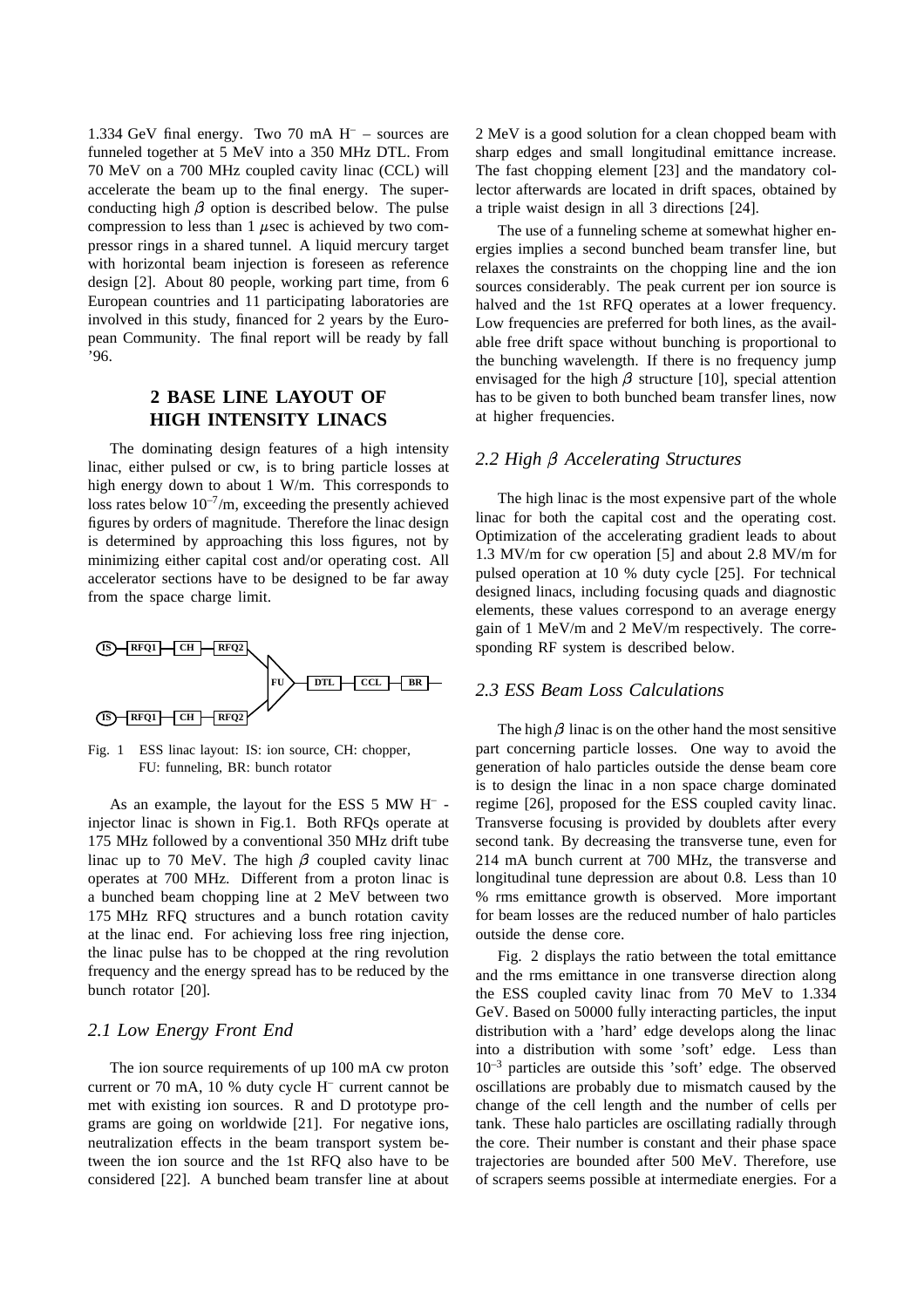1.334 GeV final energy. Two 70 mA $H^-$ – sources are funneled together at 5 MeV into a 350 MHz DTL. From 70 MeV on a 700 MHz coupled cavity linac (CCL) will accelerate the beam up to the final energy. The superconducting high $\beta$ option is described below. The pulse compression to less than 1 $\mu$sec is achieved by two compressor rings in a shared tunnel. A liquid mercury target with horizontal beam injection is foreseen as reference design [2]. About 80 people, working part time, from 6 European countries and 11 participating laboratories are involved in this study, financed for 2 years by the European Community. The final report will be ready by fall '96.

## 2 BASE LINE LAYOUT OF HIGH INTENSITY LINACS

The dominating design features of a high intensity linac, either pulsed or cw, is to bring particle losses at high energy down to about 1 W/m. This corresponds to loss rates below $10^{-7}$/m, exceeding the presently achieved figures by orders of magnitude. Therefore the linac design is determined by approaching this loss figures, not by minimizing either capital cost and/or operating cost. All accelerator sections have to be designed to be far away from the space charge limit.

Fig. 1 ESS linac layout: IS: ion source, CH: chopper, FU: funneling, BR: bunch rotator

As an example, the layout for the ESS 5 MW $H^-$ - injector linac is shown in Fig.1. Both RFQs operate at 175 MHz followed by a conventional 350 MHz drift tube linac up to 70 MeV. The high $\beta$ coupled cavity linac operates at 700 MHz. Different from a proton linac is a bunched beam chopping line at 2 MeV between two 175 MHz RFQ structures and a bunch rotation cavity at the linac end. For achieving loss free ring injection, the linac pulse has to be chopped at the ring revolution frequency and the energy spread has to be reduced by the bunch rotator [20].

### *2.1 Low Energy Front End*

The ion source requirements of up 100 mA cw proton current or 70 mA, 10 % duty cycle $H^-$ current cannot be met with existing ion sources. R and D prototype programs are going on worldwide [21]. For negative ions, neutralization effects in the beam transport system between the ion source and the 1st RFQ also have to be considered [22]. A bunched beam transfer line at about 2 MeV is a good solution for a clean chopped beam with sharp edges and small longitudinal emittance increase. The fast chopping element [23] and the mandatory collector afterwards are located in drift spaces, obtained by a triple waist design in all 3 directions [24].

The use of a funneling scheme at somewhat higher energies implies a second bunched beam transfer line, but relaxes the constraints on the chopping line and the ion sources considerably. The peak current per ion source is halved and the 1st RFQ operates at a lower frequency. Low frequencies are preferred for both lines, as the available free drift space without bunching is proportional to the bunching wavelength. If there is no frequency jump envisaged for the high $\beta$ structure [10], special attention has to be given to both bunched beam transfer lines, now at higher frequencies.

### *2.2 High $\beta$ Accelerating Structures*

The high linac is the most expensive part of the whole linac for both the capital cost and the operating cost. Optimization of the accelerating gradient leads to about 1.3 MV/m for cw operation [5] and about 2.8 MV/m for pulsed operation at 10 % duty cycle [25]. For technical designed linacs, including focusing quads and diagnostic elements, these values correspond to an average energy gain of 1 MeV/m and 2 MeV/m respectively. The corresponding RF system is described below.

### *2.3 ESS Beam Loss Calculations*

The high $\beta$ linac is on the other hand the most sensitive part concerning particle losses. One way to avoid the generation of halo particles outside the dense beam core is to design the linac in a non space charge dominated regime [26], proposed for the ESS coupled cavity linac. Transverse focusing is provided by doublets after every second tank. By decreasing the transverse tune, even for 214 mA bunch current at 700 MHz, the transverse and longitudinal tune depression are about 0.8. Less than 10 % rms emittance growth is observed. More important for beam losses are the reduced number of halo particles outside the dense core.

Fig. 2 displays the ratio between the total emittance and the rms emittance in one transverse direction along the ESS coupled cavity linac from 70 MeV to 1.334 GeV. Based on 50000 fully interacting particles, the input distribution with a 'hard' edge develops along the linac into a distribution with some 'soft' edge. Less than $10^{-3}$ particles are outside this 'soft' edge. The observed oscillations are probably due to mismatch caused by the change of the cell length and the number of cells per tank. These halo particles are oscillating radially through the core. Their number is constant and their phase space trajectories are bounded after 500 MeV. Therefore, use of scrapers seems possible at intermediate energies. For a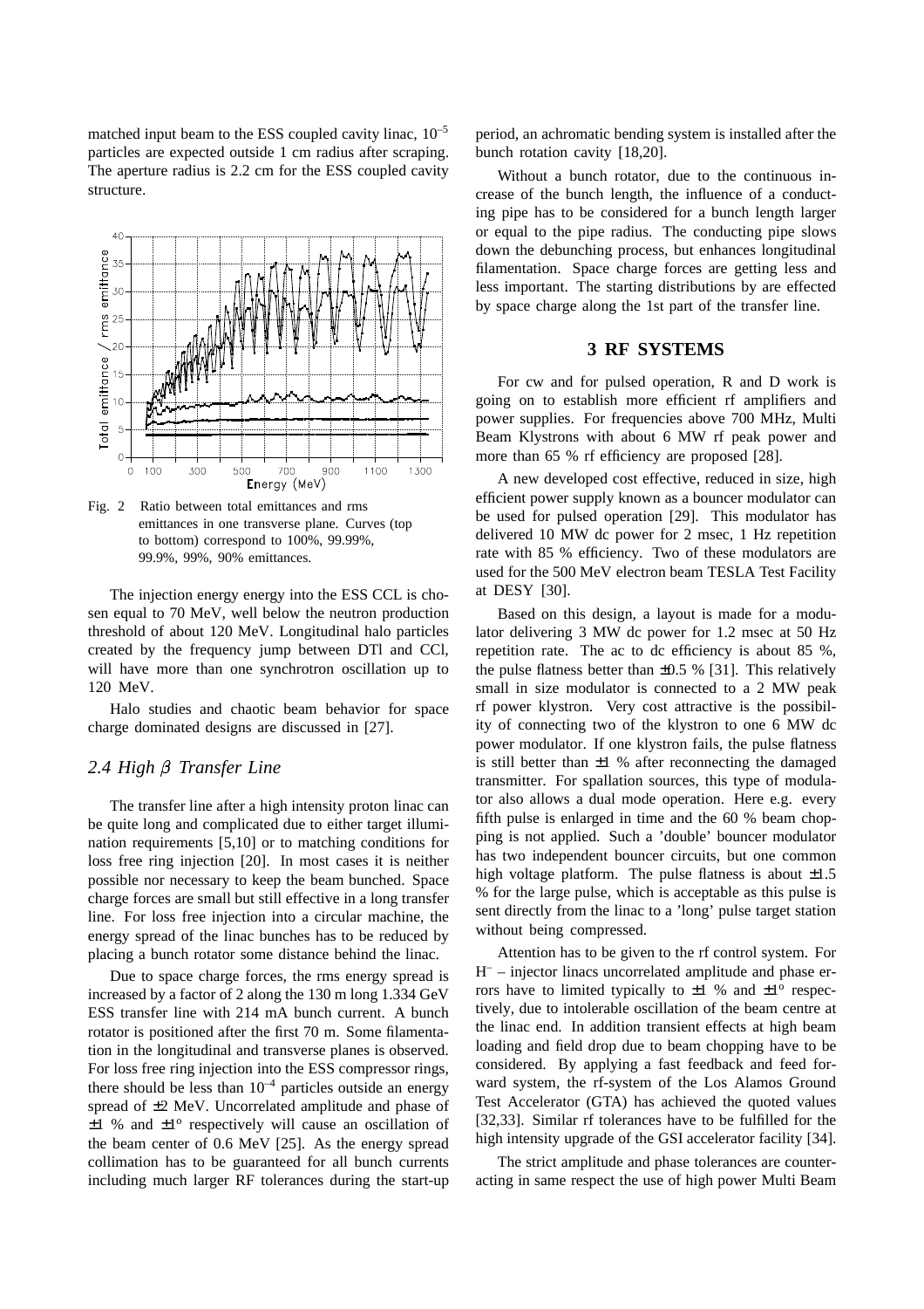matched input beam to the ESS coupled cavity linac, $10^{-5}$ particles are expected outside 1 cm radius after scraping. The aperture radius is 2.2 cm for the ESS coupled cavity structure.

Fig. 2 Ratio between total emittances and rms emittances in one transverse plane. Curves (top to bottom) correspond to 100%, 99.99%, 99.9%, 99%, 90% emittances.

The injection energy energy into the ESS CCL is chosen equal to 70 MeV, well below the neutron production threshold of about 120 MeV. Longitudinal halo particles created by the frequency jump between DTl and CCl, will have more than one synchrotron oscillation up to 120 MeV.

Halo studies and chaotic beam behavior for space charge dominated designs are discussed in [27].

### *2.4 High $\beta$ Transfer Line*

The transfer line after a high intensity proton linac can be quite long and complicated due to either target illumination requirements [5,10] or to matching conditions for loss free ring injection [20]. In most cases it is neither possible nor necessary to keep the beam bunched. Space charge forces are small but still effective in a long transfer line. For loss free injection into a circular machine, the energy spread of the linac bunches has to be reduced by placing a bunch rotator some distance behind the linac.

Due to space charge forces, the rms energy spread is increased by a factor of 2 along the 130 m long 1.334 GeV ESS transfer line with 214 mA bunch current. A bunch rotator is positioned after the first 70 m. Some filamentation in the longitudinal and transverse planes is observed. For loss free ring injection into the ESS compressor rings, there should be less than $10^{-4}$ particles outside an energy spread of ±2 MeV. Uncorrelated amplitude and phase of ±1 % and ±1° respectively will cause an oscillation of the beam center of 0.6 MeV [25]. As the energy spread collimation has to be guaranteed for all bunch currents including much larger RF tolerances during the start-up period, an achromatic bending system is installed after the bunch rotation cavity [18,20].

Without a bunch rotator, due to the continuous increase of the bunch length, the influence of a conducting pipe has to be considered for a bunch length larger or equal to the pipe radius. The conducting pipe slows down the debunching process, but enhances longitudinal filamentation. Space charge forces are getting less and less important. The starting distributions by are effected by space charge along the 1st part of the transfer line.

## 3 RF SYSTEMS

For cw and for pulsed operation, R and D work is going on to establish more efficient rf amplifiers and power supplies. For frequencies above 700 MHz, Multi Beam Klystrons with about 6 MW rf peak power and more than 65 % rf efficiency are proposed [28].

A new developed cost effective, reduced in size, high efficient power supply known as a bouncer modulator can be used for pulsed operation [29]. This modulator has delivered 10 MW dc power for 2 msec, 1 Hz repetition rate with 85 % efficiency. Two of these modulators are used for the 500 MeV electron beam TESLA Test Facility at DESY [30].

Based on this design, a layout is made for a modulator delivering 3 MW dc power for 1.2 msec at 50 Hz repetition rate. The ac to dc efficiency is about 85 %, the pulse flatness better than ±0.5 % [31]. This relatively small in size modulator is connected to a 2 MW peak rf power klystron. Very cost attractive is the possibility of connecting two of the klystron to one 6 MW dc power modulator. If one klystron fails, the pulse flatness is still better than ±1 % after reconnecting the damaged transmitter. For spallation sources, this type of modulator also allows a dual mode operation. Here e.g. every fifth pulse is enlarged in time and the 60 % beam chopping is not applied. Such a 'double' bouncer modulator has two independent bouncer circuits, but one common high voltage platform. The pulse flatness is about ±1.5 % for the large pulse, which is acceptable as this pulse is sent directly from the linac to a 'long' pulse target station without being compressed.

Attention has to be given to the rf control system. For $H^-$ – injector linacs uncorrelated amplitude and phase errors have to limited typically to ±1 % and ±1° respectively, due to intolerable oscillation of the beam centre at the linac end. In addition transient effects at high beam loading and field drop due to beam chopping have to be considered. By applying a fast feedback and feed forward system, the rf-system of the Los Alamos Ground Test Accelerator (GTA) has achieved the quoted values [32,33]. Similar rf tolerances have to be fulfilled for the high intensity upgrade of the GSI accelerator facility [34].

The strict amplitude and phase tolerances are counteracting in same respect the use of high power Multi Beam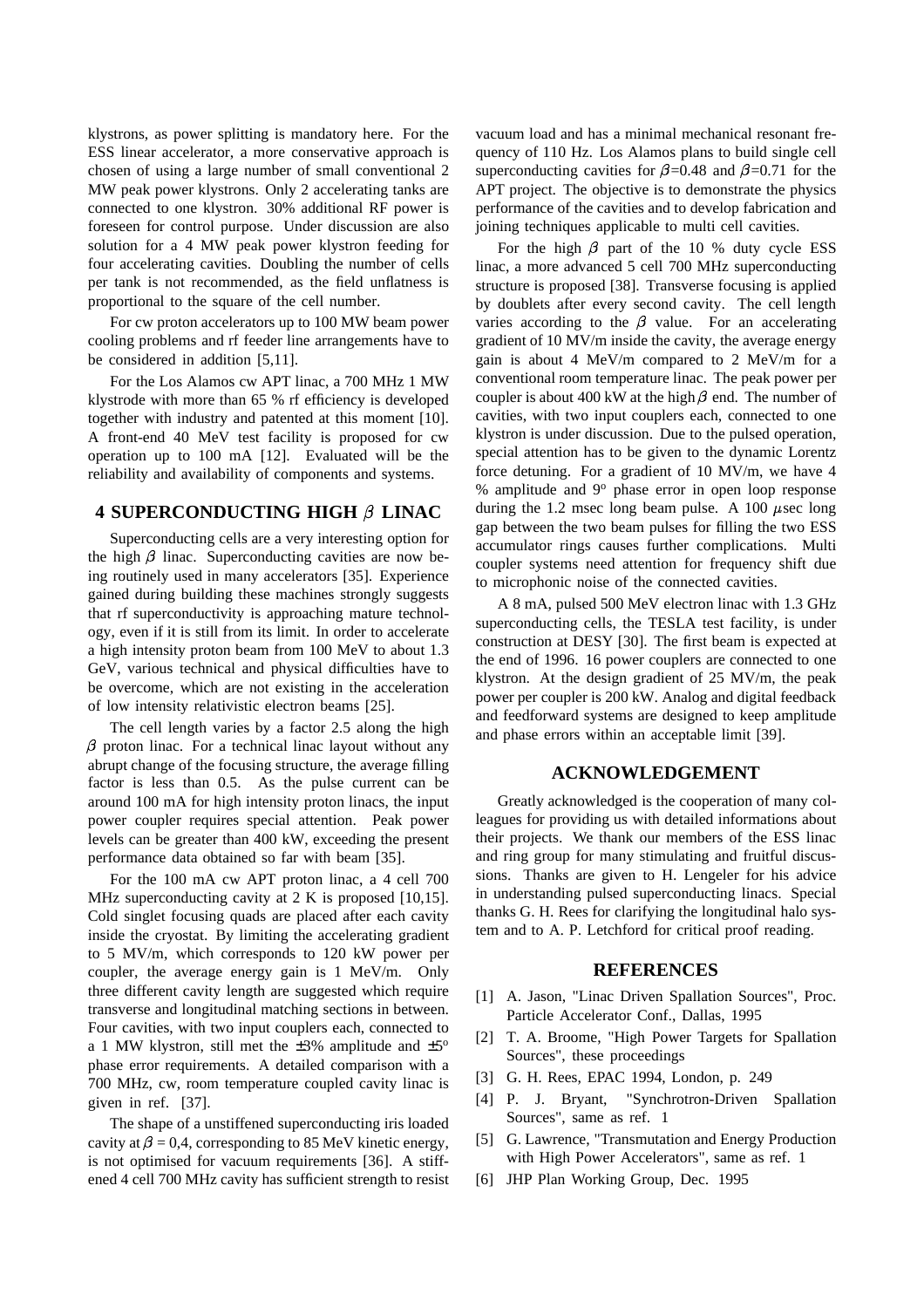klystrons, as power splitting is mandatory here. For the ESS linear accelerator, a more conservative approach is chosen of using a large number of small conventional 2 MW peak power klystrons. Only 2 accelerating tanks are connected to one klystron. 30% additional RF power is foreseen for control purpose. Under discussion are also solution for a 4 MW peak power klystron feeding for four accelerating cavities. Doubling the number of cells per tank is not recommended, as the field unflatness is proportional to the square of the cell number.

For cw proton accelerators up to 100 MW beam power cooling problems and rf feeder line arrangements have to be considered in addition [5,11].

For the Los Alamos cw APT linac, a 700 MHz 1 MW klystrode with more than 65 % rf efficiency is developed together with industry and patented at this moment [10]. A front-end 40 MeV test facility is proposed for cw operation up to 100 mA [12]. Evaluated will be the reliability and availability of components and systems.

## 4 SUPERCONDUCTING HIGH $\beta$ LINAC

Superconducting cells are a very interesting option for the high $\beta$ linac. Superconducting cavities are now being routinely used in many accelerators [35]. Experience gained during building these machines strongly suggests that rf superconductivity is approaching mature technology, even if it is still from its limit. In order to accelerate a high intensity proton beam from 100 MeV to about 1.3 GeV, various technical and physical difficulties have to be overcome, which are not existing in the acceleration of low intensity relativistic electron beams [25].

The cell length varies by a factor 2.5 along the high $\beta$ proton linac. For a technical linac layout without any abrupt change of the focusing structure, the average filling factor is less than 0.5. As the pulse current can be around 100 mA for high intensity proton linacs, the input power coupler requires special attention. Peak power levels can be greater than 400 kW, exceeding the present performance data obtained so far with beam [35].

For the 100 mA cw APT proton linac, a 4 cell 700 MHz superconducting cavity at 2 K is proposed [10,15]. Cold singlet focusing quads are placed after each cavity inside the cryostat. By limiting the accelerating gradient to 5 MV/m, which corresponds to 120 kW power per coupler, the average energy gain is 1 MeV/m. Only three different cavity length are suggested which require transverse and longitudinal matching sections in between. Four cavities, with two input couplers each, connected to a 1 MW klystron, still met the $\pm 3\%$ amplitude and $\pm 5^o$ phase error requirements. A detailed comparison with a 700 MHz, cw, room temperature coupled cavity linac is given in ref. [37].

The shape of a unstiffened superconducting iris loaded cavity at $\beta = 0{,}4$, corresponding to 85 MeV kinetic energy, is not optimised for vacuum requirements [36]. A stiffened 4 cell 700 MHz cavity has sufficient strength to resist vacuum load and has a minimal mechanical resonant frequency of 110 Hz. Los Alamos plans to build single cell superconducting cavities for $\beta$=0.48 and $\beta$=0.71 for the APT project. The objective is to demonstrate the physics performance of the cavities and to develop fabrication and joining techniques applicable to multi cell cavities.

For the high $\beta$ part of the 10 % duty cycle ESS linac, a more advanced 5 cell 700 MHz superconducting structure is proposed [38]. Transverse focusing is applied by doublets after every second cavity. The cell length varies according to the $\beta$ value. For an accelerating gradient of 10 MV/m inside the cavity, the average energy gain is about 4 MeV/m compared to 2 MeV/m for a conventional room temperature linac. The peak power per coupler is about 400 kW at the high $\beta$ end. The number of cavities, with two input couplers each, connected to one klystron is under discussion. Due to the pulsed operation, special attention has to be given to the dynamic Lorentz force detuning. For a gradient of 10 MV/m, we have 4 % amplitude and $9^o$ phase error in open loop response during the 1.2 msec long beam pulse. A 100 $\mu$sec long gap between the two beam pulses for filling the two ESS accumulator rings causes further complications. Multi coupler systems need attention for frequency shift due to microphonic noise of the connected cavities.

A 8 mA, pulsed 500 MeV electron linac with 1.3 GHz superconducting cells, the TESLA test facility, is under construction at DESY [30]. The first beam is expected at the end of 1996. 16 power couplers are connected to one klystron. At the design gradient of 25 MV/m, the peak power per coupler is 200 kW. Analog and digital feedback and feedforward systems are designed to keep amplitude and phase errors within an acceptable limit [39].

## ACKNOWLEDGEMENT

Greatly acknowledged is the cooperation of many colleagues for providing us with detailed informations about their projects. We thank our members of the ESS linac and ring group for many stimulating and fruitful discussions. Thanks are given to H. Lengeler for his advice in understanding pulsed superconducting linacs. Special thanks G. H. Rees for clarifying the longitudinal halo system and to A. P. Letchford for critical proof reading.

## REFERENCES

[1] A. Jason, "Linac Driven Spallation Sources", Proc. Particle Accelerator Conf., Dallas, 1995

[2] T. A. Broome, "High Power Targets for Spallation Sources", these proceedings

[3] G. H. Rees, EPAC 1994, London, p. 249

[4] P. J. Bryant, "Synchrotron-Driven Spallation Sources", same as ref. 1

[5] G. Lawrence, "Transmutation and Energy Production with High Power Accelerators", same as ref. 1

[6] JHP Plan Working Group, Dec. 1995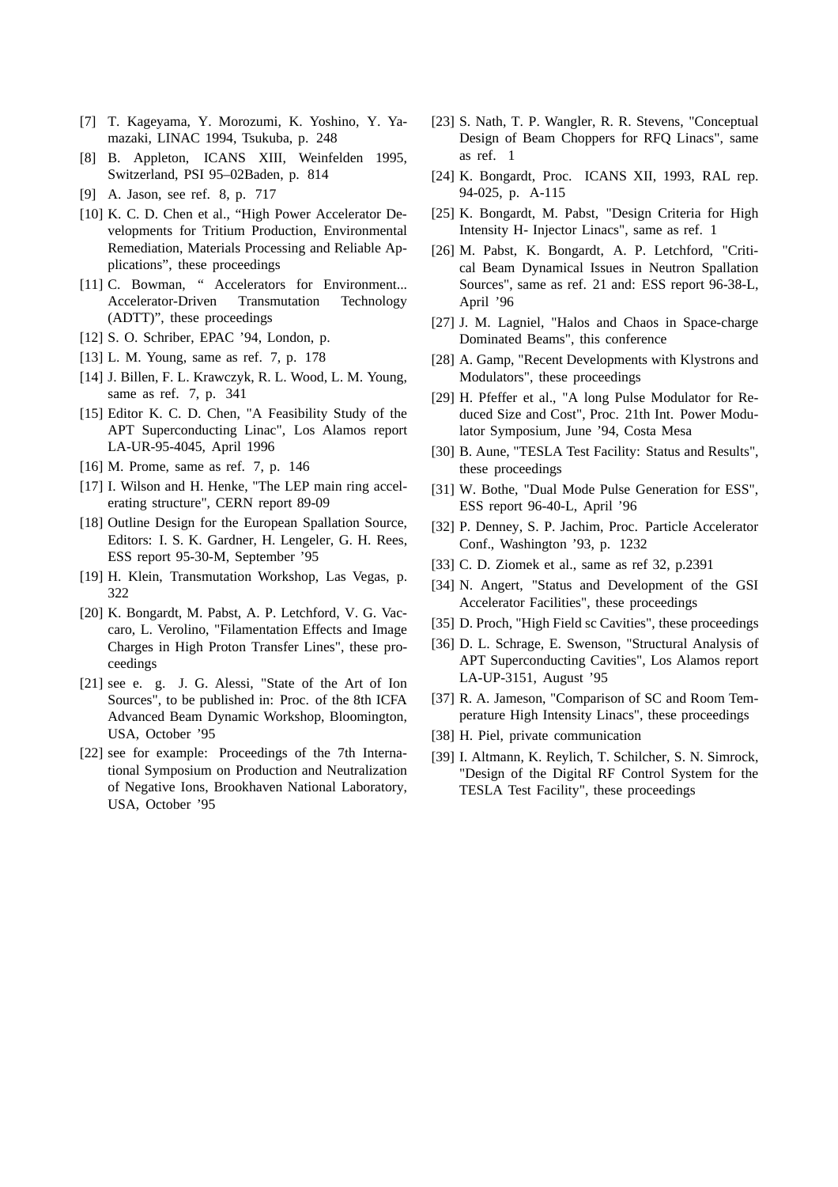- [7] T. Kageyama, Y. Morozumi, K. Yoshino, Y. Yamazaki, LINAC 1994, Tsukuba, p. 248
- [8] B. Appleton, ICANS XIII, Weinfelden 1995, Switzerland, PSI 95–02Baden, p. 814
- [9] A. Jason, see ref. 8, p. 717
- [10] K. C. D. Chen et al., “High Power Accelerator Developments for Tritium Production, Environmental Remediation, Materials Processing and Reliable Applications”, these proceedings
- [11] C. Bowman, “ Accelerators for Environment... Accelerator-Driven Transmutation Technology (ADTT)”, these proceedings
- [12] S. O. Schriber, EPAC ’94, London, p.
- [13] L. M. Young, same as ref. 7, p. 178
- [14] J. Billen, F. L. Krawczyk, R. L. Wood, L. M. Young, same as ref. 7, p. 341
- [15] Editor K. C. D. Chen, "A Feasibility Study of the APT Superconducting Linac", Los Alamos report LA-UR-95-4045, April 1996
- [16] M. Prome, same as ref. 7, p. 146
- [17] I. Wilson and H. Henke, "The LEP main ring accelerating structure", CERN report 89-09
- [18] Outline Design for the European Spallation Source, Editors: I. S. K. Gardner, H. Lengeler, G. H. Rees, ESS report 95-30-M, September ’95
- [19] H. Klein, Transmutation Workshop, Las Vegas, p. 322
- [20] K. Bongardt, M. Pabst, A. P. Letchford, V. G. Vaccaro, L. Verolino, "Filamentation Effects and Image Charges in High Proton Transfer Lines", these proceedings
- [21] see e. g. J. G. Alessi, "State of the Art of Ion Sources", to be published in: Proc. of the 8th ICFA Advanced Beam Dynamic Workshop, Bloomington, USA, October ’95
- [22] see for example: Proceedings of the 7th International Symposium on Production and Neutralization of Negative Ions, Brookhaven National Laboratory, USA, October ’95
- [23] S. Nath, T. P. Wangler, R. R. Stevens, "Conceptual Design of Beam Choppers for RFQ Linacs", same as ref. 1
- [24] K. Bongardt, Proc. ICANS XII, 1993, RAL rep. 94-025, p. A-115
- [25] K. Bongardt, M. Pabst, "Design Criteria for High Intensity H- Injector Linacs", same as ref. 1
- [26] M. Pabst, K. Bongardt, A. P. Letchford, "Critical Beam Dynamical Issues in Neutron Spallation Sources", same as ref. 21 and: ESS report 96-38-L, April ’96
- [27] J. M. Lagniel, "Halos and Chaos in Space-charge Dominated Beams", this conference
- [28] A. Gamp, "Recent Developments with Klystrons and Modulators", these proceedings
- [29] H. Pfeffer et al., "A long Pulse Modulator for Reduced Size and Cost", Proc. 21th Int. Power Modulator Symposium, June ’94, Costa Mesa
- [30] B. Aune, "TESLA Test Facility: Status and Results", these proceedings
- [31] W. Bothe, "Dual Mode Pulse Generation for ESS", ESS report 96-40-L, April ’96
- [32] P. Denney, S. P. Jachim, Proc. Particle Accelerator Conf., Washington ’93, p. 1232
- [33] C. D. Ziomek et al., same as ref 32, p.2391
- [34] N. Angert, "Status and Development of the GSI Accelerator Facilities", these proceedings
- [35] D. Proch, "High Field sc Cavities", these proceedings
- [36] D. L. Schrage, E. Swenson, "Structural Analysis of APT Superconducting Cavities", Los Alamos report LA-UP-3151, August ’95
- [37] R. A. Jameson, "Comparison of SC and Room Temperature High Intensity Linacs", these proceedings
- [38] H. Piel, private communication
- [39] I. Altmann, K. Reylich, T. Schilcher, S. N. Simrock, "Design of the Digital RF Control System for the TESLA Test Facility", these proceedings